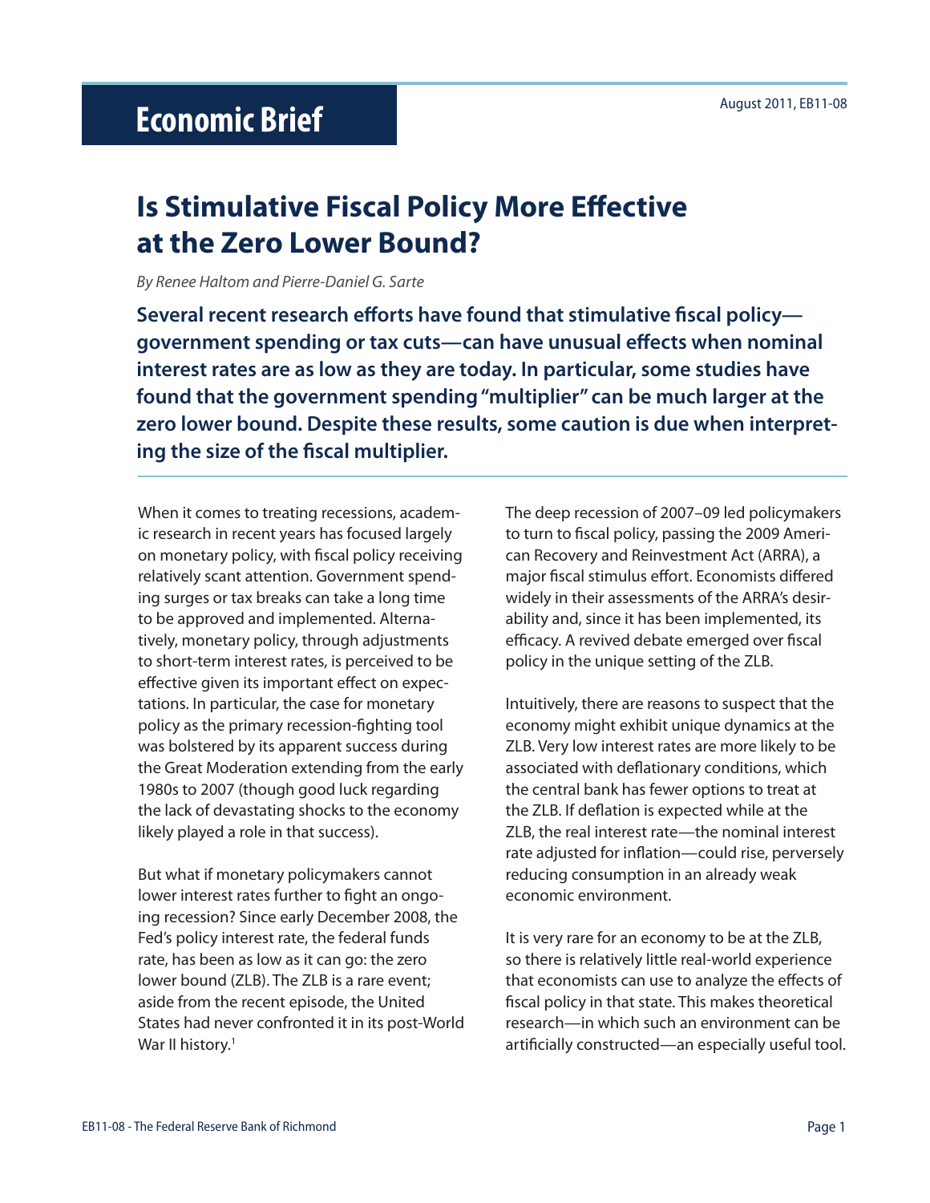Economic Brief

August 2011, EB11-08

# Is Stimulative Fiscal Policy More Effective at the Zero Lower Bound?

*By Renee Haltom and Pierre-Daniel G. Sarte*

**Several recent research efforts have found that stimulative fiscal policy—government spending or tax cuts—can have unusual effects when nominal interest rates are as low as they are today. In particular, some studies have found that the government spending "multiplier" can be much larger at the zero lower bound. Despite these results, some caution is due when interpreting the size of the fiscal multiplier.**

When it comes to treating recessions, academic research in recent years has focused largely on monetary policy, with fiscal policy receiving relatively scant attention. Government spending surges or tax breaks can take a long time to be approved and implemented. Alternatively, monetary policy, through adjustments to short-term interest rates, is perceived to be effective given its important effect on expectations. In particular, the case for monetary policy as the primary recession-fighting tool was bolstered by its apparent success during the Great Moderation extending from the early 1980s to 2007 (though good luck regarding the lack of devastating shocks to the economy likely played a role in that success).

But what if monetary policymakers cannot lower interest rates further to fight an ongoing recession? Since early December 2008, the Fed's policy interest rate, the federal funds rate, has been as low as it can go: the zero lower bound (ZLB). The ZLB is a rare event; aside from the recent episode, the United States had never confronted it in its post-World War II history.[1]

The deep recession of 2007–09 led policymakers to turn to fiscal policy, passing the 2009 American Recovery and Reinvestment Act (ARRA), a major fiscal stimulus effort. Economists differed widely in their assessments of the ARRA's desirability and, since it has been implemented, its efficacy. A revived debate emerged over fiscal policy in the unique setting of the ZLB.

Intuitively, there are reasons to suspect that the economy might exhibit unique dynamics at the ZLB. Very low interest rates are more likely to be associated with deflationary conditions, which the central bank has fewer options to treat at the ZLB. If deflation is expected while at the ZLB, the real interest rate—the nominal interest rate adjusted for inflation—could rise, perversely reducing consumption in an already weak economic environment.

It is very rare for an economy to be at the ZLB, so there is relatively little real-world experience that economists can use to analyze the effects of fiscal policy in that state. This makes theoretical research—in which such an environment can be artificially constructed—an especially useful tool.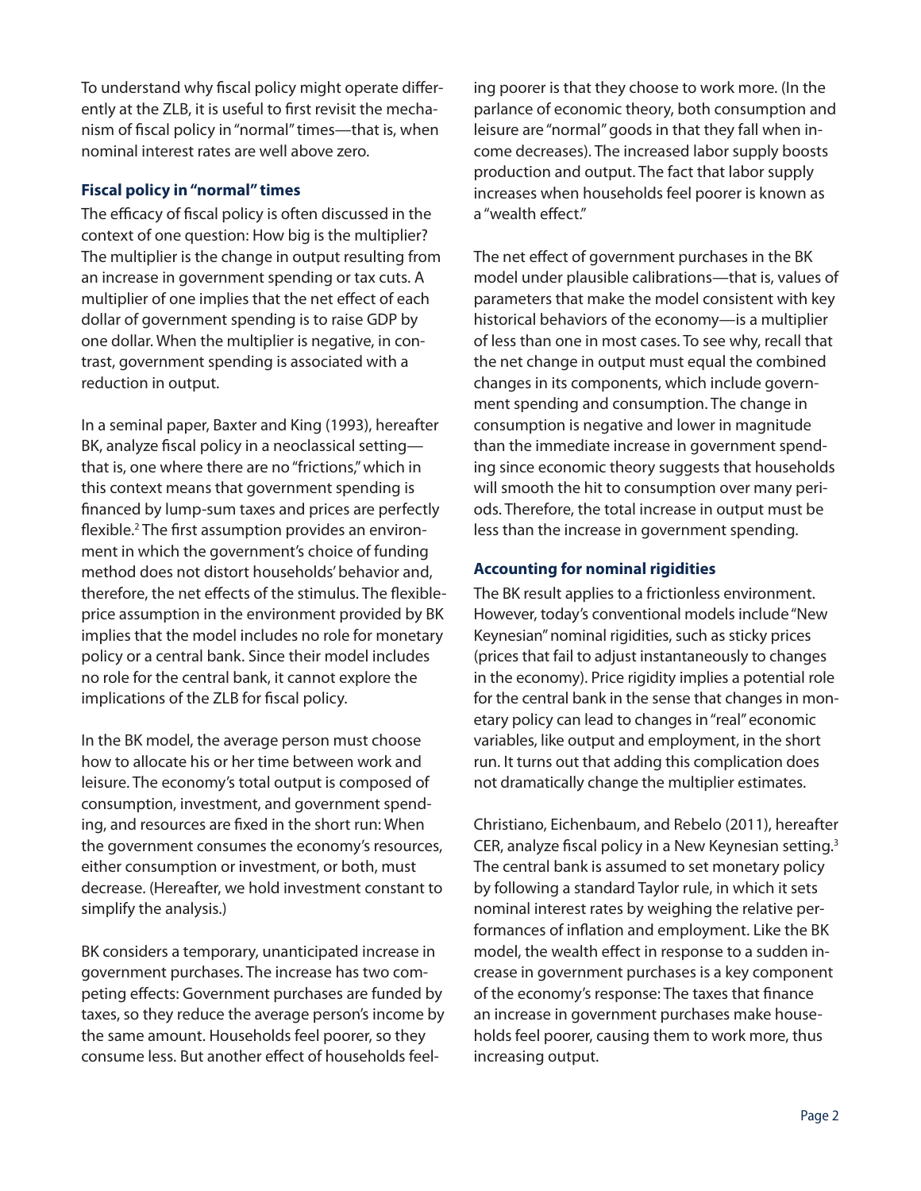To understand why fiscal policy might operate differently at the ZLB, it is useful to first revisit the mechanism of fiscal policy in "normal" times—that is, when nominal interest rates are well above zero.

### Fiscal policy in "normal" times

The efficacy of fiscal policy is often discussed in the context of one question: How big is the multiplier? The multiplier is the change in output resulting from an increase in government spending or tax cuts. A multiplier of one implies that the net effect of each dollar of government spending is to raise GDP by one dollar. When the multiplier is negative, in contrast, government spending is associated with a reduction in output.

In a seminal paper, Baxter and King (1993), hereafter BK, analyze fiscal policy in a neoclassical setting—that is, one where there are no "frictions," which in this context means that government spending is financed by lump-sum taxes and prices are perfectly flexible.[2] The first assumption provides an environment in which the government's choice of funding method does not distort households' behavior and, therefore, the net effects of the stimulus. The flexible-price assumption in the environment provided by BK implies that the model includes no role for monetary policy or a central bank. Since their model includes no role for the central bank, it cannot explore the implications of the ZLB for fiscal policy.

In the BK model, the average person must choose how to allocate his or her time between work and leisure. The economy's total output is composed of consumption, investment, and government spending, and resources are fixed in the short run: When the government consumes the economy's resources, either consumption or investment, or both, must decrease. (Hereafter, we hold investment constant to simplify the analysis.)

BK considers a temporary, unanticipated increase in government purchases. The increase has two competing effects: Government purchases are funded by taxes, so they reduce the average person's income by the same amount. Households feel poorer, so they consume less. But another effect of households feeling poorer is that they choose to work more. (In the parlance of economic theory, both consumption and leisure are "normal" goods in that they fall when income decreases). The increased labor supply boosts production and output. The fact that labor supply increases when households feel poorer is known as a "wealth effect."

The net effect of government purchases in the BK model under plausible calibrations—that is, values of parameters that make the model consistent with key historical behaviors of the economy—is a multiplier of less than one in most cases. To see why, recall that the net change in output must equal the combined changes in its components, which include government spending and consumption. The change in consumption is negative and lower in magnitude than the immediate increase in government spending since economic theory suggests that households will smooth the hit to consumption over many periods. Therefore, the total increase in output must be less than the increase in government spending.

### Accounting for nominal rigidities

The BK result applies to a frictionless environment. However, today's conventional models include "New Keynesian" nominal rigidities, such as sticky prices (prices that fail to adjust instantaneously to changes in the economy). Price rigidity implies a potential role for the central bank in the sense that changes in monetary policy can lead to changes in "real" economic variables, like output and employment, in the short run. It turns out that adding this complication does not dramatically change the multiplier estimates.

Christiano, Eichenbaum, and Rebelo (2011), hereafter CER, analyze fiscal policy in a New Keynesian setting.[3] The central bank is assumed to set monetary policy by following a standard Taylor rule, in which it sets nominal interest rates by weighing the relative performances of inflation and employment. Like the BK model, the wealth effect in response to a sudden increase in government purchases is a key component of the economy's response: The taxes that finance an increase in government purchases make households feel poorer, causing them to work more, thus increasing output.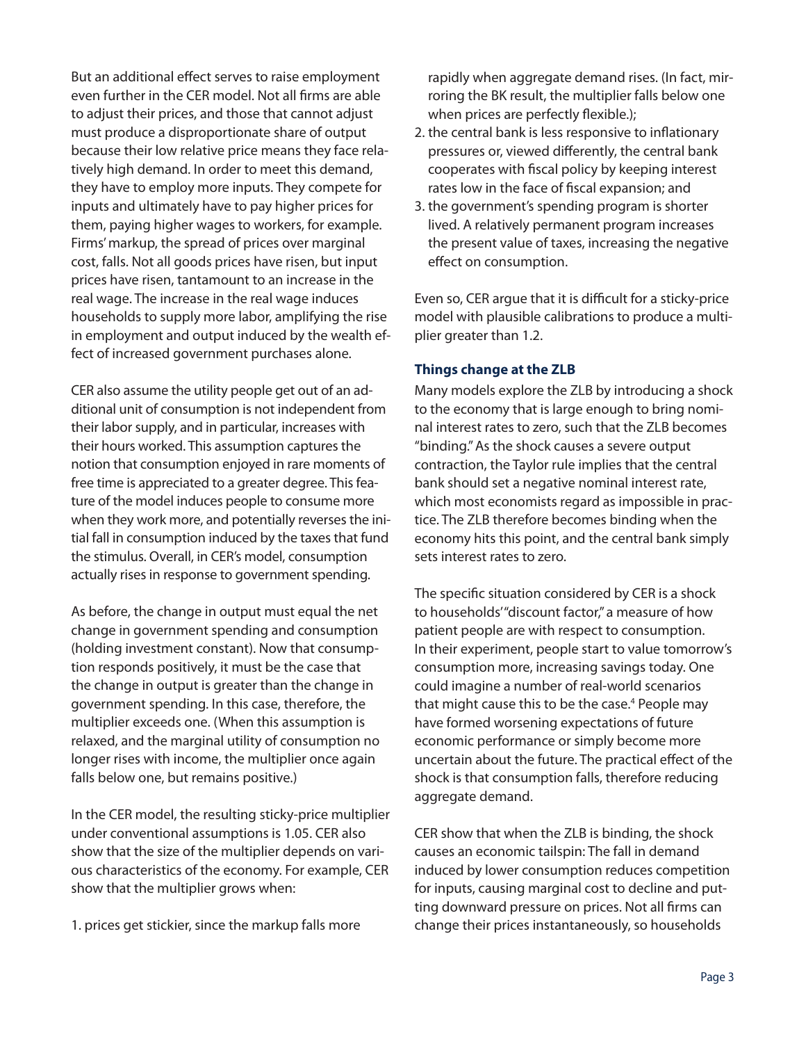But an additional effect serves to raise employment even further in the CER model. Not all firms are able to adjust their prices, and those that cannot adjust must produce a disproportionate share of output because their low relative price means they face relatively high demand. In order to meet this demand, they have to employ more inputs. They compete for inputs and ultimately have to pay higher prices for them, paying higher wages to workers, for example. Firms' markup, the spread of prices over marginal cost, falls. Not all goods prices have risen, but input prices have risen, tantamount to an increase in the real wage. The increase in the real wage induces households to supply more labor, amplifying the rise in employment and output induced by the wealth effect of increased government purchases alone.

CER also assume the utility people get out of an additional unit of consumption is not independent from their labor supply, and in particular, increases with their hours worked. This assumption captures the notion that consumption enjoyed in rare moments of free time is appreciated to a greater degree. This feature of the model induces people to consume more when they work more, and potentially reverses the initial fall in consumption induced by the taxes that fund the stimulus. Overall, in CER's model, consumption actually rises in response to government spending.

As before, the change in output must equal the net change in government spending and consumption (holding investment constant). Now that consumption responds positively, it must be the case that the change in output is greater than the change in government spending. In this case, therefore, the multiplier exceeds one. (When this assumption is relaxed, and the marginal utility of consumption no longer rises with income, the multiplier once again falls below one, but remains positive.)

In the CER model, the resulting sticky-price multiplier under conventional assumptions is 1.05. CER also show that the size of the multiplier depends on various characteristics of the economy. For example, CER show that the multiplier grows when:

1. prices get stickier, since the markup falls more rapidly when aggregate demand rises. (In fact, mirroring the BK result, the multiplier falls below one when prices are perfectly flexible.);
2. the central bank is less responsive to inflationary pressures or, viewed differently, the central bank cooperates with fiscal policy by keeping interest rates low in the face of fiscal expansion; and
3. the government's spending program is shorter lived. A relatively permanent program increases the present value of taxes, increasing the negative effect on consumption.

Even so, CER argue that it is difficult for a sticky-price model with plausible calibrations to produce a multiplier greater than 1.2.

### Things change at the ZLB

Many models explore the ZLB by introducing a shock to the economy that is large enough to bring nominal interest rates to zero, such that the ZLB becomes "binding." As the shock causes a severe output contraction, the Taylor rule implies that the central bank should set a negative nominal interest rate, which most economists regard as impossible in practice. The ZLB therefore becomes binding when the economy hits this point, and the central bank simply sets interest rates to zero.

The specific situation considered by CER is a shock to households' "discount factor," a measure of how patient people are with respect to consumption. In their experiment, people start to value tomorrow's consumption more, increasing savings today. One could imagine a number of real-world scenarios that might cause this to be the case.[4] People may have formed worsening expectations of future economic performance or simply become more uncertain about the future. The practical effect of the shock is that consumption falls, therefore reducing aggregate demand.

CER show that when the ZLB is binding, the shock causes an economic tailspin: The fall in demand induced by lower consumption reduces competition for inputs, causing marginal cost to decline and putting downward pressure on prices. Not all firms can change their prices instantaneously, so households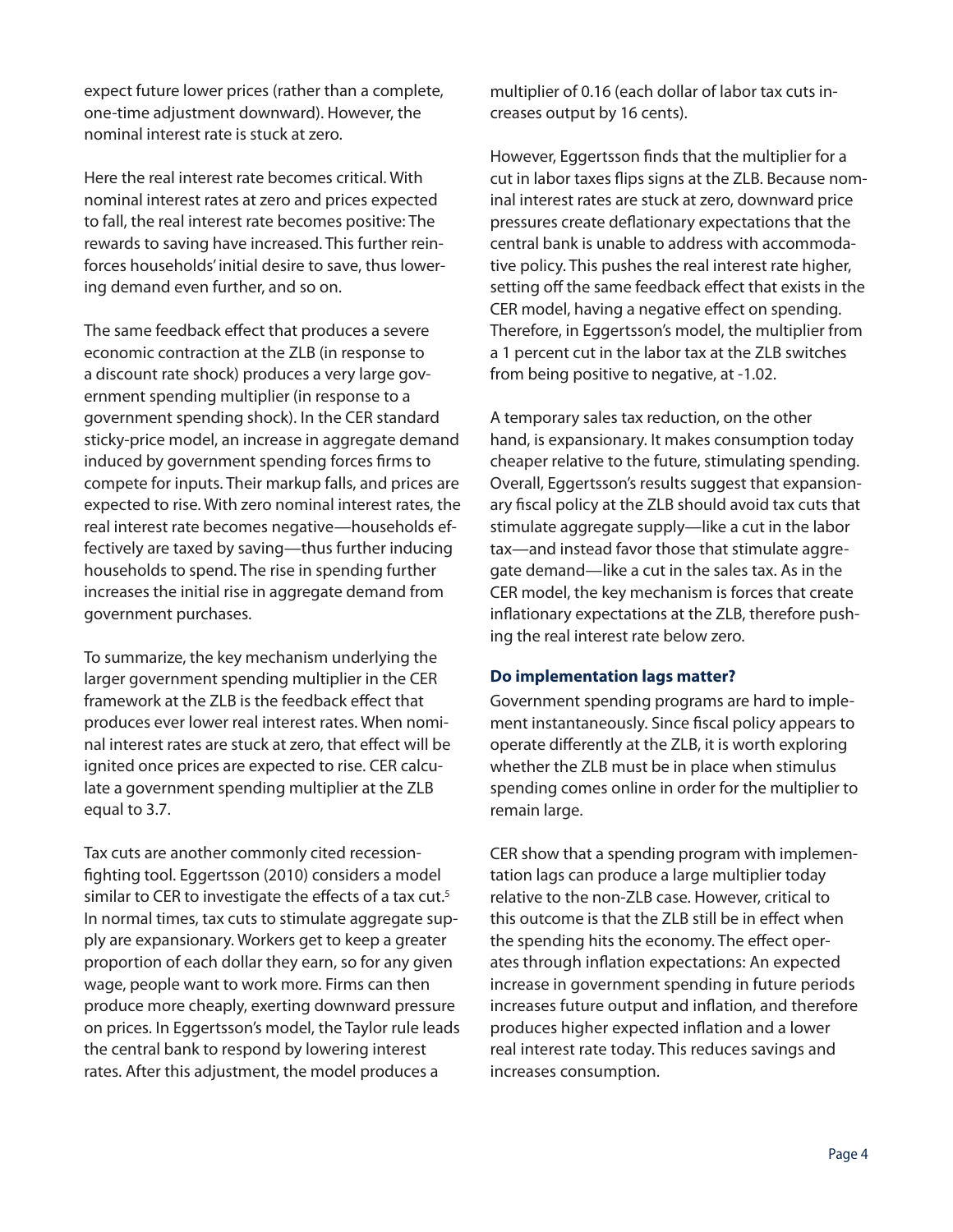expect future lower prices (rather than a complete, one-time adjustment downward). However, the nominal interest rate is stuck at zero.

Here the real interest rate becomes critical. With nominal interest rates at zero and prices expected to fall, the real interest rate becomes positive: The rewards to saving have increased. This further reinforces households' initial desire to save, thus lowering demand even further, and so on.

The same feedback effect that produces a severe economic contraction at the ZLB (in response to a discount rate shock) produces a very large government spending multiplier (in response to a government spending shock). In the CER standard sticky-price model, an increase in aggregate demand induced by government spending forces firms to compete for inputs. Their markup falls, and prices are expected to rise. With zero nominal interest rates, the real interest rate becomes negative—households effectively are taxed by saving—thus further inducing households to spend. The rise in spending further increases the initial rise in aggregate demand from government purchases.

To summarize, the key mechanism underlying the larger government spending multiplier in the CER framework at the ZLB is the feedback effect that produces ever lower real interest rates. When nominal interest rates are stuck at zero, that effect will be ignited once prices are expected to rise. CER calculate a government spending multiplier at the ZLB equal to 3.7.

Tax cuts are another commonly cited recession-fighting tool. Eggertsson (2010) considers a model similar to CER to investigate the effects of a tax cut.[5] In normal times, tax cuts to stimulate aggregate supply are expansionary. Workers get to keep a greater proportion of each dollar they earn, so for any given wage, people want to work more. Firms can then produce more cheaply, exerting downward pressure on prices. In Eggertsson's model, the Taylor rule leads the central bank to respond by lowering interest rates. After this adjustment, the model produces a multiplier of 0.16 (each dollar of labor tax cuts increases output by 16 cents).

However, Eggertsson finds that the multiplier for a cut in labor taxes flips signs at the ZLB. Because nominal interest rates are stuck at zero, downward price pressures create deflationary expectations that the central bank is unable to address with accommodative policy. This pushes the real interest rate higher, setting off the same feedback effect that exists in the CER model, having a negative effect on spending. Therefore, in Eggertsson's model, the multiplier from a 1 percent cut in the labor tax at the ZLB switches from being positive to negative, at -1.02.

A temporary sales tax reduction, on the other hand, is expansionary. It makes consumption today cheaper relative to the future, stimulating spending. Overall, Eggertsson's results suggest that expansionary fiscal policy at the ZLB should avoid tax cuts that stimulate aggregate supply—like a cut in the labor tax—and instead favor those that stimulate aggregate demand—like a cut in the sales tax. As in the CER model, the key mechanism is forces that create inflationary expectations at the ZLB, therefore pushing the real interest rate below zero.

**Do implementation lags matter?**

Government spending programs are hard to implement instantaneously. Since fiscal policy appears to operate differently at the ZLB, it is worth exploring whether the ZLB must be in place when stimulus spending comes online in order for the multiplier to remain large.

CER show that a spending program with implementation lags can produce a large multiplier today relative to the non-ZLB case. However, critical to this outcome is that the ZLB still be in effect when the spending hits the economy. The effect operates through inflation expectations: An expected increase in government spending in future periods increases future output and inflation, and therefore produces higher expected inflation and a lower real interest rate today. This reduces savings and increases consumption.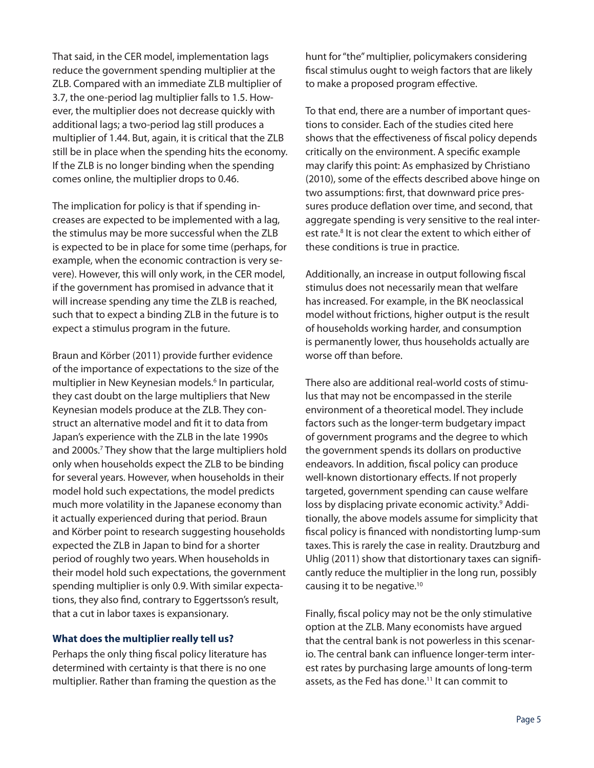That said, in the CER model, implementation lags reduce the government spending multiplier at the ZLB. Compared with an immediate ZLB multiplier of 3.7, the one-period lag multiplier falls to 1.5. However, the multiplier does not decrease quickly with additional lags; a two-period lag still produces a multiplier of 1.44. But, again, it is critical that the ZLB still be in place when the spending hits the economy. If the ZLB is no longer binding when the spending comes online, the multiplier drops to 0.46.

The implication for policy is that if spending increases are expected to be implemented with a lag, the stimulus may be more successful when the ZLB is expected to be in place for some time (perhaps, for example, when the economic contraction is very severe). However, this will only work, in the CER model, if the government has promised in advance that it will increase spending any time the ZLB is reached, such that to expect a binding ZLB in the future is to expect a stimulus program in the future.

Braun and Körber (2011) provide further evidence of the importance of expectations to the size of the multiplier in New Keynesian models.[6] In particular, they cast doubt on the large multipliers that New Keynesian models produce at the ZLB. They construct an alternative model and fit it to data from Japan's experience with the ZLB in the late 1990s and 2000s.[7] They show that the large multipliers hold only when households expect the ZLB to be binding for several years. However, when households in their model hold such expectations, the model predicts much more volatility in the Japanese economy than it actually experienced during that period. Braun and Körber point to research suggesting households expected the ZLB in Japan to bind for a shorter period of roughly two years. When households in their model hold such expectations, the government spending multiplier is only 0.9. With similar expectations, they also find, contrary to Eggertsson's result, that a cut in labor taxes is expansionary.

### What does the multiplier really tell us?

Perhaps the only thing fiscal policy literature has determined with certainty is that there is no one multiplier. Rather than framing the question as the hunt for "the" multiplier, policymakers considering fiscal stimulus ought to weigh factors that are likely to make a proposed program effective.

To that end, there are a number of important questions to consider. Each of the studies cited here shows that the effectiveness of fiscal policy depends critically on the environment. A specific example may clarify this point: As emphasized by Christiano (2010), some of the effects described above hinge on two assumptions: first, that downward price pressures produce deflation over time, and second, that aggregate spending is very sensitive to the real interest rate.[8] It is not clear the extent to which either of these conditions is true in practice.

Additionally, an increase in output following fiscal stimulus does not necessarily mean that welfare has increased. For example, in the BK neoclassical model without frictions, higher output is the result of households working harder, and consumption is permanently lower, thus households actually are worse off than before.

There also are additional real-world costs of stimulus that may not be encompassed in the sterile environment of a theoretical model. They include factors such as the longer-term budgetary impact of government programs and the degree to which the government spends its dollars on productive endeavors. In addition, fiscal policy can produce well-known distortionary effects. If not properly targeted, government spending can cause welfare loss by displacing private economic activity.[9] Additionally, the above models assume for simplicity that fiscal policy is financed with nondistorting lump-sum taxes. This is rarely the case in reality. Drautzburg and Uhlig (2011) show that distortionary taxes can significantly reduce the multiplier in the long run, possibly causing it to be negative.[10]

Finally, fiscal policy may not be the only stimulative option at the ZLB. Many economists have argued that the central bank is not powerless in this scenario. The central bank can influence longer-term interest rates by purchasing large amounts of long-term assets, as the Fed has done.[11] It can commit to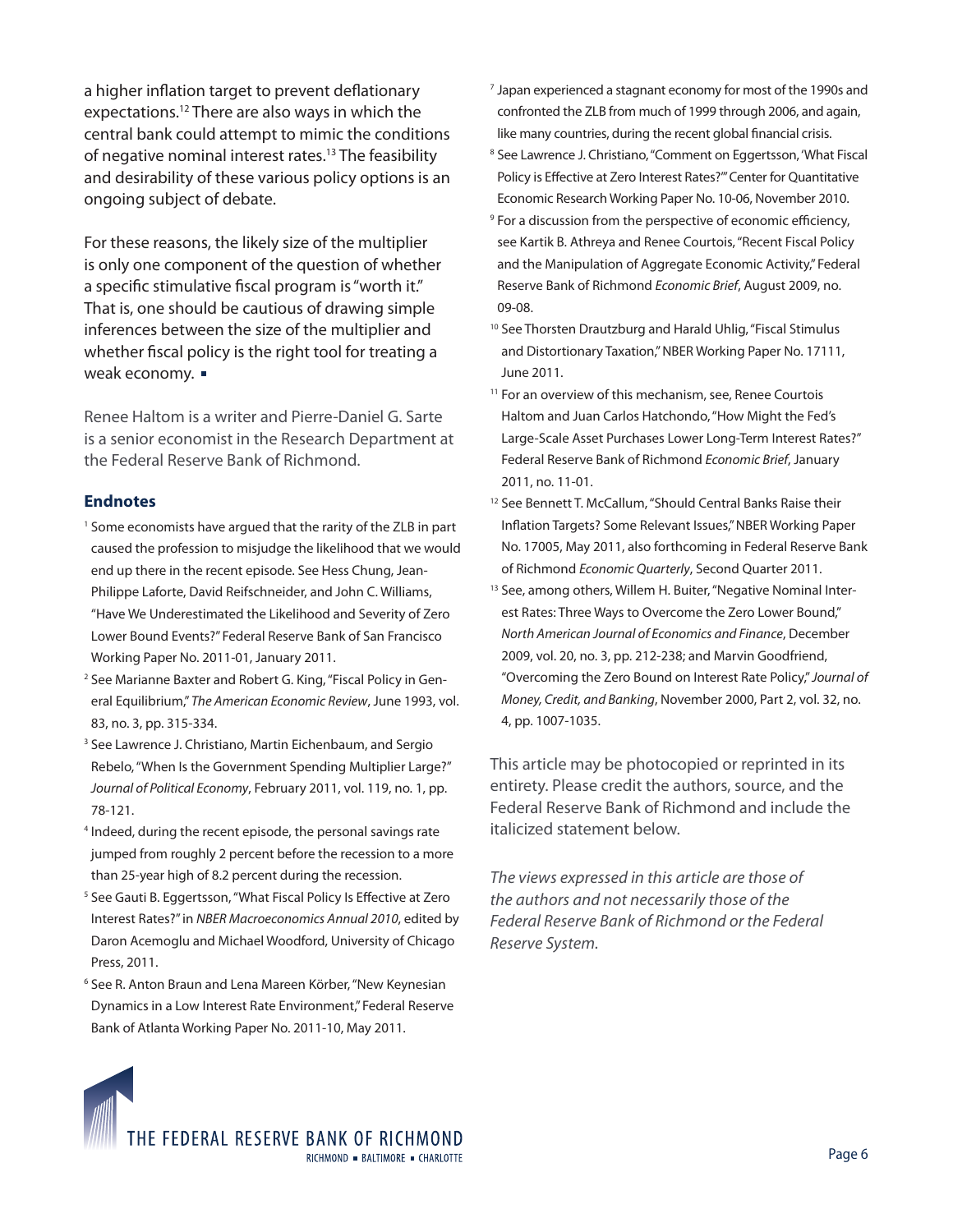a higher inflation target to prevent deflationary expectations.[12] There are also ways in which the central bank could attempt to mimic the conditions of negative nominal interest rates.[13] The feasibility and desirability of these various policy options is an ongoing subject of debate.

For these reasons, the likely size of the multiplier is only one component of the question of whether a specific stimulative fiscal program is "worth it." That is, one should be cautious of drawing simple inferences between the size of the multiplier and whether fiscal policy is the right tool for treating a weak economy. ▪

Renee Haltom is a writer and Pierre-Daniel G. Sarte is a senior economist in the Research Department at the Federal Reserve Bank of Richmond.

## Endnotes

[1] Some economists have argued that the rarity of the ZLB in part caused the profession to misjudge the likelihood that we would end up there in the recent episode. See Hess Chung, Jean-Philippe Laforte, David Reifschneider, and John C. Williams, "Have We Underestimated the Likelihood and Severity of Zero Lower Bound Events?" Federal Reserve Bank of San Francisco Working Paper No. 2011-01, January 2011.

[2] See Marianne Baxter and Robert G. King, "Fiscal Policy in General Equilibrium," *The American Economic Review*, June 1993, vol. 83, no. 3, pp. 315-334.

[3] See Lawrence J. Christiano, Martin Eichenbaum, and Sergio Rebelo, "When Is the Government Spending Multiplier Large?" *Journal of Political Economy*, February 2011, vol. 119, no. 1, pp. 78-121.

[4] Indeed, during the recent episode, the personal savings rate jumped from roughly 2 percent before the recession to a more than 25-year high of 8.2 percent during the recession.

[5] See Gauti B. Eggertsson, "What Fiscal Policy Is Effective at Zero Interest Rates?" in *NBER Macroeconomics Annual 2010*, edited by Daron Acemoglu and Michael Woodford, University of Chicago Press, 2011.

[6] See R. Anton Braun and Lena Mareen Körber, "New Keynesian Dynamics in a Low Interest Rate Environment," Federal Reserve Bank of Atlanta Working Paper No. 2011-10, May 2011.

[7] Japan experienced a stagnant economy for most of the 1990s and confronted the ZLB from much of 1999 through 2006, and again, like many countries, during the recent global financial crisis.

[8] See Lawrence J. Christiano, "Comment on Eggertsson, 'What Fiscal Policy is Effective at Zero Interest Rates?'" Center for Quantitative Economic Research Working Paper No. 10-06, November 2010.

[9] For a discussion from the perspective of economic efficiency, see Kartik B. Athreya and Renee Courtois, "Recent Fiscal Policy and the Manipulation of Aggregate Economic Activity," Federal Reserve Bank of Richmond *Economic Brief*, August 2009, no. 09-08.

[10] See Thorsten Drautzburg and Harald Uhlig, "Fiscal Stimulus and Distortionary Taxation," NBER Working Paper No. 17111, June 2011.

[11] For an overview of this mechanism, see, Renee Courtois Haltom and Juan Carlos Hatchondo, "How Might the Fed's Large-Scale Asset Purchases Lower Long-Term Interest Rates?" Federal Reserve Bank of Richmond *Economic Brief*, January 2011, no. 11-01.

[12] See Bennett T. McCallum, "Should Central Banks Raise their Inflation Targets? Some Relevant Issues," NBER Working Paper No. 17005, May 2011, also forthcoming in Federal Reserve Bank of Richmond *Economic Quarterly*, Second Quarter 2011.

[13] See, among others, Willem H. Buiter, "Negative Nominal Interest Rates: Three Ways to Overcome the Zero Lower Bound," *North American Journal of Economics and Finance*, December 2009, vol. 20, no. 3, pp. 212-238; and Marvin Goodfriend, "Overcoming the Zero Bound on Interest Rate Policy," *Journal of Money, Credit, and Banking*, November 2000, Part 2, vol. 32, no. 4, pp. 1007-1035.

This article may be photocopied or reprinted in its entirety. Please credit the authors, source, and the Federal Reserve Bank of Richmond and include the italicized statement below.

*The views expressed in this article are those of the authors and not necessarily those of the Federal Reserve Bank of Richmond or the Federal Reserve System.*

THE FEDERAL RESERVE BANK OF RICHMOND
RICHMOND ▪ BALTIMORE ▪ CHARLOTTE